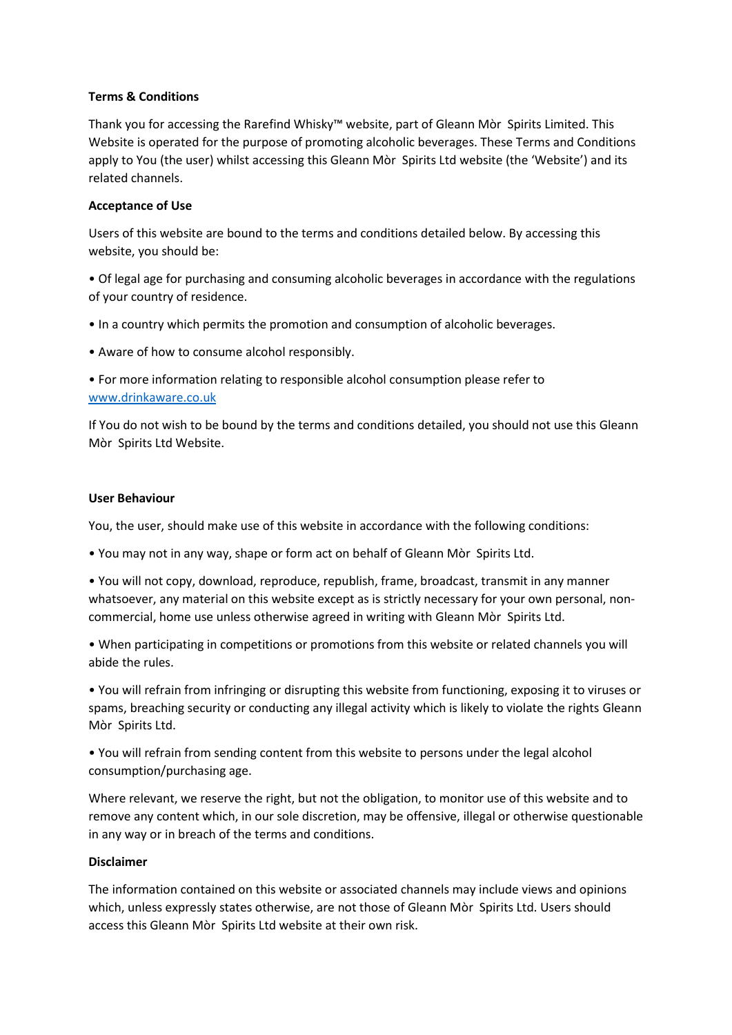**Terms & Conditions**

Thank you for accessing the Rarefind Whisky™ website, part of Gleann Mòr Spirits Limited. This Website is operated for the purpose of promoting alcoholic beverages. These Terms and Conditions apply to You (the user) whilst accessing this Gleann Mòr Spirits Ltd website (the 'Website') and its related channels.

**Acceptance of Use**

Users of this website are bound to the terms and conditions detailed below. By accessing this website, you should be:

- Of legal age for purchasing and consuming alcoholic beverages in accordance with the regulations of your country of residence.
- In a country which permits the promotion and consumption of alcoholic beverages.
- Aware of how to consume alcohol responsibly.
- For more information relating to responsible alcohol consumption please refer to [www.drinkaware.co.uk](http://www.drinkaware.co.uk)

If You do not wish to be bound by the terms and conditions detailed, you should not use this Gleann Mòr Spirits Ltd Website.

**User Behaviour**

You, the user, should make use of this website in accordance with the following conditions:

- You may not in any way, shape or form act on behalf of Gleann Mòr Spirits Ltd.
- You will not copy, download, reproduce, republish, frame, broadcast, transmit in any manner whatsoever, any material on this website except as is strictly necessary for your own personal, non-commercial, home use unless otherwise agreed in writing with Gleann Mòr Spirits Ltd.
- When participating in competitions or promotions from this website or related channels you will abide the rules.
- You will refrain from infringing or disrupting this website from functioning, exposing it to viruses or spams, breaching security or conducting any illegal activity which is likely to violate the rights Gleann Mòr Spirits Ltd.
- You will refrain from sending content from this website to persons under the legal alcohol consumption/purchasing age.

Where relevant, we reserve the right, but not the obligation, to monitor use of this website and to remove any content which, in our sole discretion, may be offensive, illegal or otherwise questionable in any way or in breach of the terms and conditions.

**Disclaimer**

The information contained on this website or associated channels may include views and opinions which, unless expressly states otherwise, are not those of Gleann Mòr Spirits Ltd. Users should access this Gleann Mòr Spirits Ltd website at their own risk.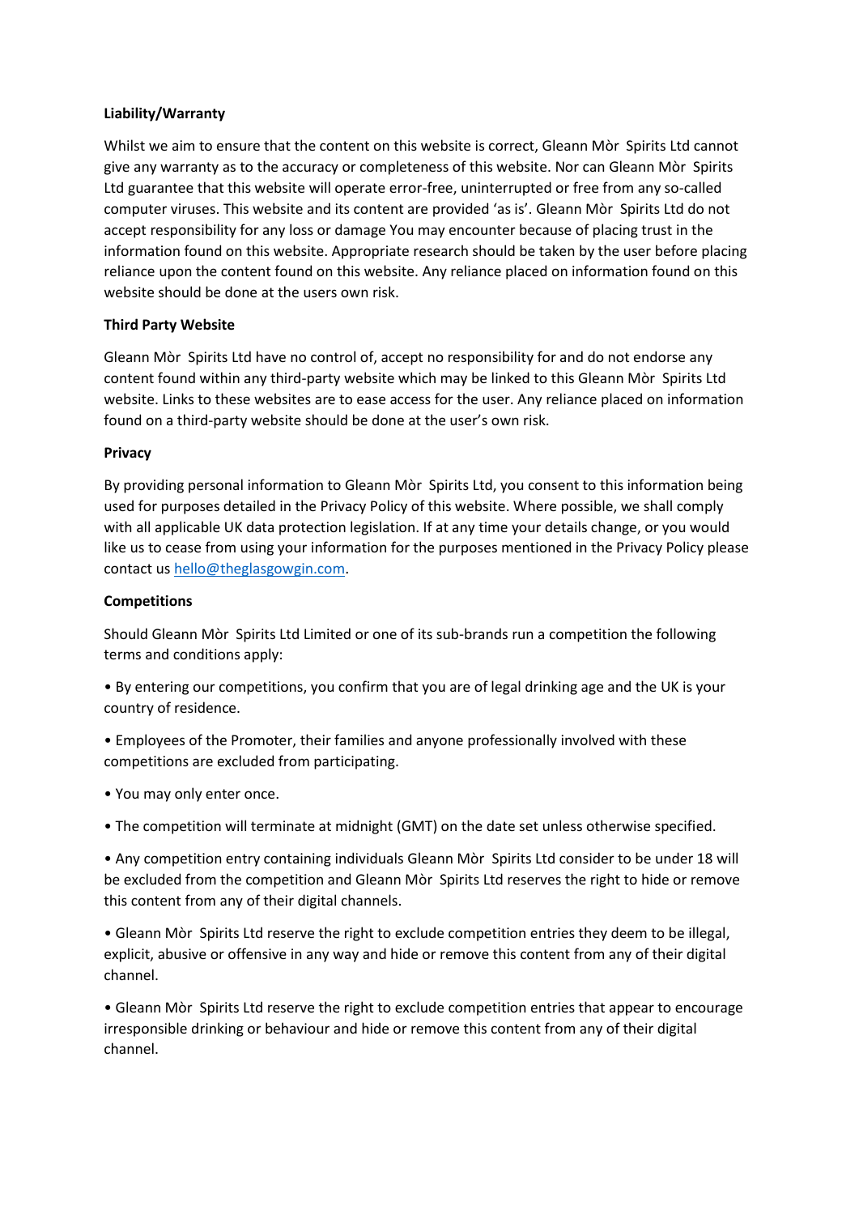**Liability/Warranty**

Whilst we aim to ensure that the content on this website is correct, Gleann Mòr Spirits Ltd cannot give any warranty as to the accuracy or completeness of this website. Nor can Gleann Mòr Spirits Ltd guarantee that this website will operate error-free, uninterrupted or free from any so-called computer viruses. This website and its content are provided 'as is'. Gleann Mòr Spirits Ltd do not accept responsibility for any loss or damage You may encounter because of placing trust in the information found on this website. Appropriate research should be taken by the user before placing reliance upon the content found on this website. Any reliance placed on information found on this website should be done at the users own risk.

**Third Party Website**

Gleann Mòr Spirits Ltd have no control of, accept no responsibility for and do not endorse any content found within any third-party website which may be linked to this Gleann Mòr Spirits Ltd website. Links to these websites are to ease access for the user. Any reliance placed on information found on a third-party website should be done at the user's own risk.

**Privacy**

By providing personal information to Gleann Mòr Spirits Ltd, you consent to this information being used for purposes detailed in the Privacy Policy of this website. Where possible, we shall comply with all applicable UK data protection legislation. If at any time your details change, or you would like us to cease from using your information for the purposes mentioned in the Privacy Policy please contact us [hello@theglasgowgin.com](mailto:hello@theglasgowgin.com).

**Competitions**

Should Gleann Mòr Spirits Ltd Limited or one of its sub-brands run a competition the following terms and conditions apply:

• By entering our competitions, you confirm that you are of legal drinking age and the UK is your country of residence.

• Employees of the Promoter, their families and anyone professionally involved with these competitions are excluded from participating.

• You may only enter once.

• The competition will terminate at midnight (GMT) on the date set unless otherwise specified.

• Any competition entry containing individuals Gleann Mòr Spirits Ltd consider to be under 18 will be excluded from the competition and Gleann Mòr Spirits Ltd reserves the right to hide or remove this content from any of their digital channels.

• Gleann Mòr Spirits Ltd reserve the right to exclude competition entries they deem to be illegal, explicit, abusive or offensive in any way and hide or remove this content from any of their digital channel.

• Gleann Mòr Spirits Ltd reserve the right to exclude competition entries that appear to encourage irresponsible drinking or behaviour and hide or remove this content from any of their digital channel.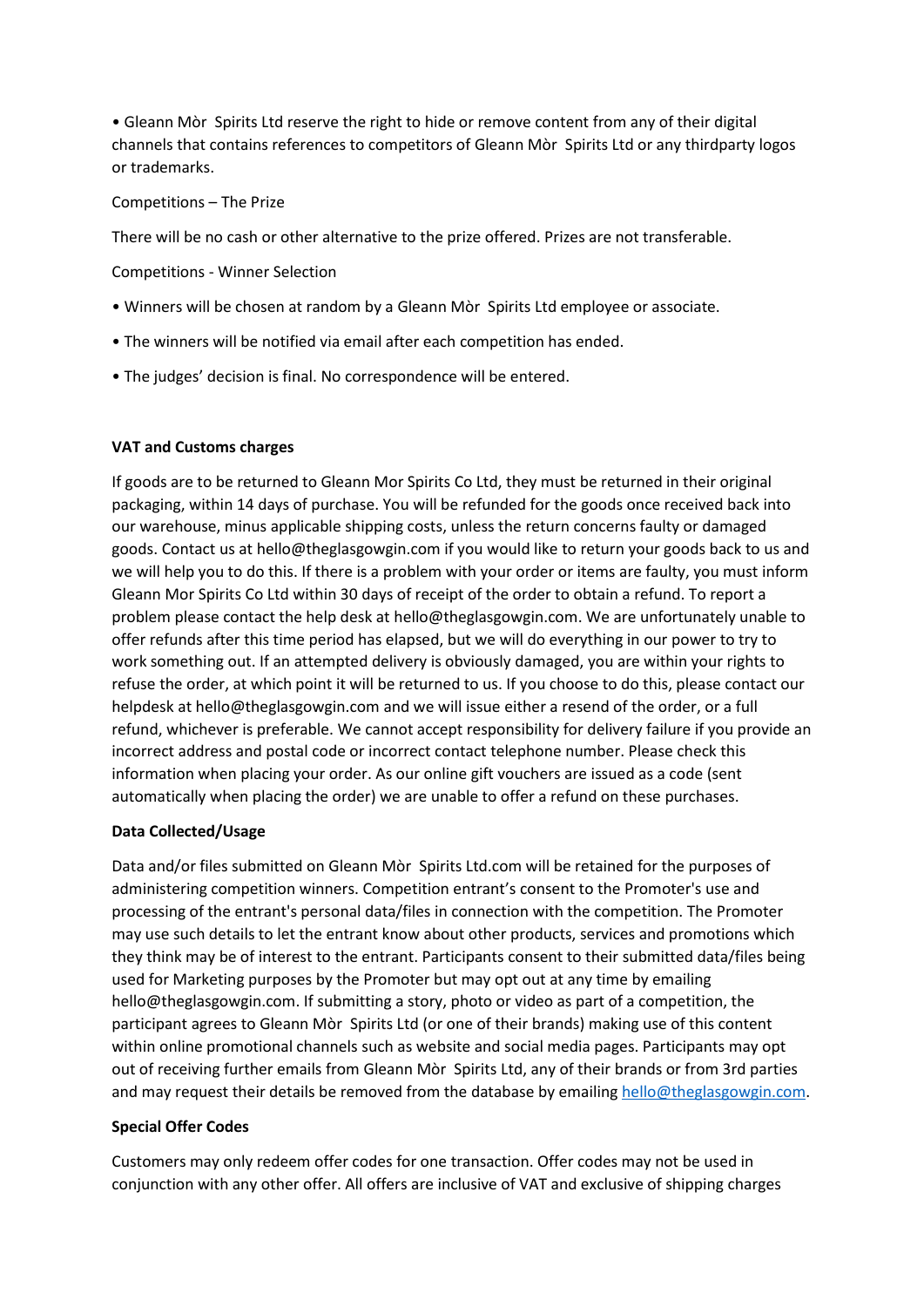- Gleann Mòr  Spirits Ltd reserve the right to hide or remove content from any of their digital channels that contains references to competitors of Gleann Mòr  Spirits Ltd or any thirdparty logos or trademarks.

Competitions – The Prize

There will be no cash or other alternative to the prize offered. Prizes are not transferable.

Competitions - Winner Selection

- Winners will be chosen at random by a Gleann Mòr  Spirits Ltd employee or associate.
- The winners will be notified via email after each competition has ended.
- The judges' decision is final. No correspondence will be entered.

**VAT and Customs charges**

If goods are to be returned to Gleann Mor Spirits Co Ltd, they must be returned in their original packaging, within 14 days of purchase. You will be refunded for the goods once received back into our warehouse, minus applicable shipping costs, unless the return concerns faulty or damaged goods. Contact us at hello@theglasgowgin.com if you would like to return your goods back to us and we will help you to do this. If there is a problem with your order or items are faulty, you must inform Gleann Mor Spirits Co Ltd within 30 days of receipt of the order to obtain a refund. To report a problem please contact the help desk at hello@theglasgowgin.com. We are unfortunately unable to offer refunds after this time period has elapsed, but we will do everything in our power to try to work something out. If an attempted delivery is obviously damaged, you are within your rights to refuse the order, at which point it will be returned to us. If you choose to do this, please contact our helpdesk at hello@theglasgowgin.com and we will issue either a resend of the order, or a full refund, whichever is preferable. We cannot accept responsibility for delivery failure if you provide an incorrect address and postal code or incorrect contact telephone number. Please check this information when placing your order. As our online gift vouchers are issued as a code (sent automatically when placing the order) we are unable to offer a refund on these purchases.

**Data Collected/Usage**

Data and/or files submitted on Gleann Mòr  Spirits Ltd.com will be retained for the purposes of administering competition winners. Competition entrant's consent to the Promoter's use and processing of the entrant's personal data/files in connection with the competition. The Promoter may use such details to let the entrant know about other products, services and promotions which they think may be of interest to the entrant. Participants consent to their submitted data/files being used for Marketing purposes by the Promoter but may opt out at any time by emailing hello@theglasgowgin.com. If submitting a story, photo or video as part of a competition, the participant agrees to Gleann Mòr  Spirits Ltd (or one of their brands) making use of this content within online promotional channels such as website and social media pages. Participants may opt out of receiving further emails from Gleann Mòr  Spirits Ltd, any of their brands or from 3rd parties and may request their details be removed from the database by emailing hello@theglasgowgin.com.

**Special Offer Codes**

Customers may only redeem offer codes for one transaction. Offer codes may not be used in conjunction with any other offer. All offers are inclusive of VAT and exclusive of shipping charges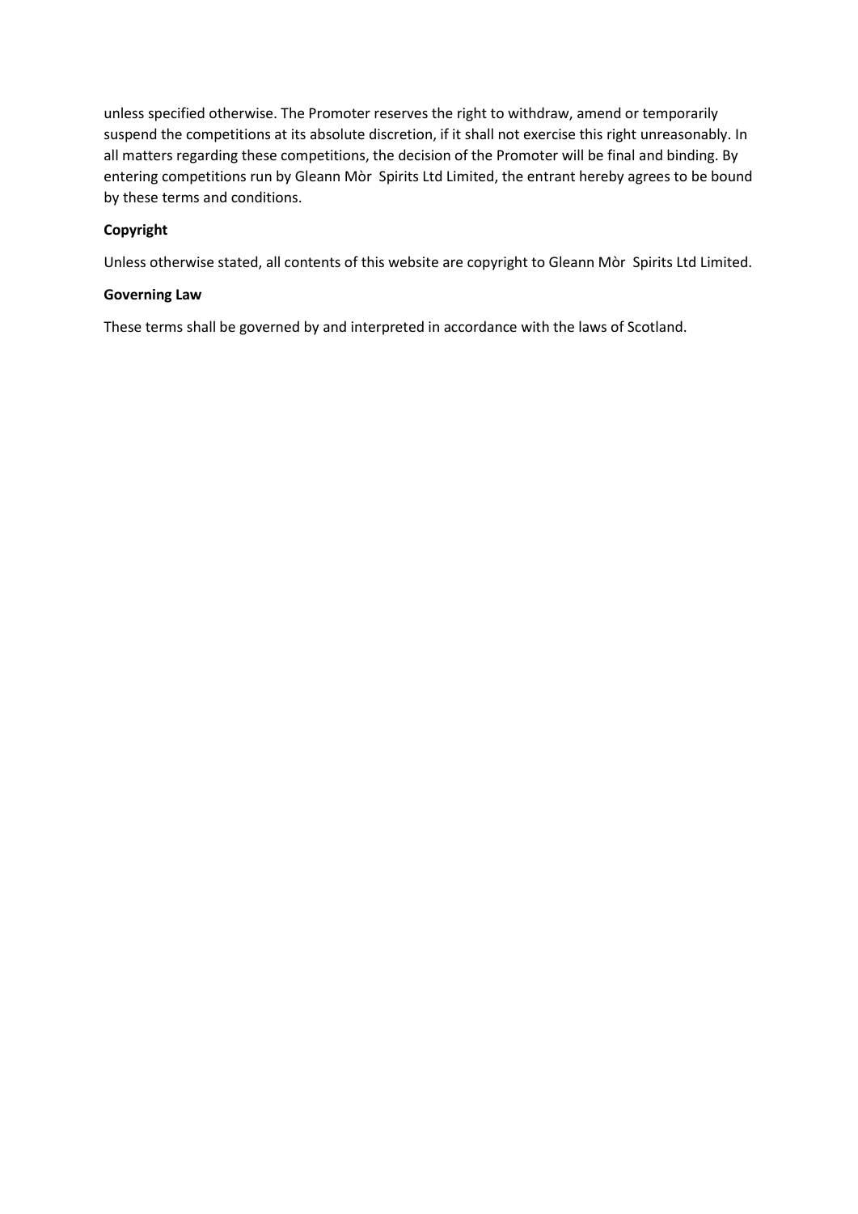unless specified otherwise. The Promoter reserves the right to withdraw, amend or temporarily suspend the competitions at its absolute discretion, if it shall not exercise this right unreasonably. In all matters regarding these competitions, the decision of the Promoter will be final and binding. By entering competitions run by Gleann Mòr  Spirits Ltd Limited, the entrant hereby agrees to be bound by these terms and conditions.

**Copyright**

Unless otherwise stated, all contents of this website are copyright to Gleann Mòr  Spirits Ltd Limited.

**Governing Law**

These terms shall be governed by and interpreted in accordance with the laws of Scotland.